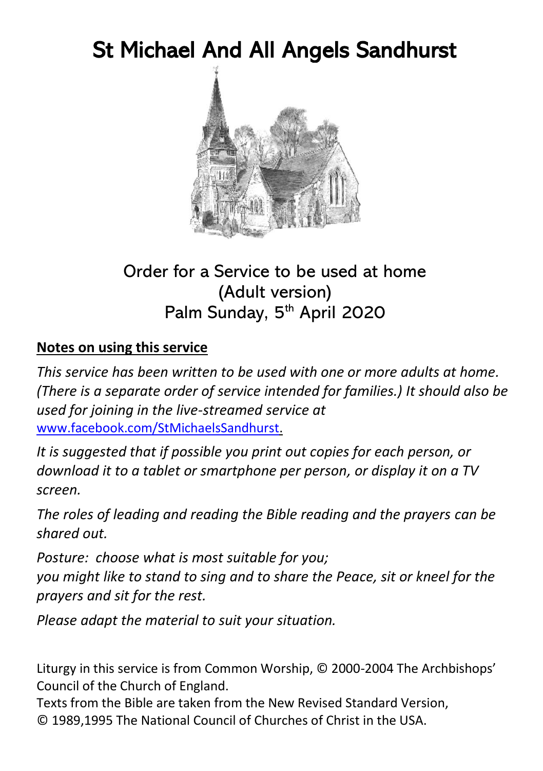# St Michael And All Angels Sandhurst

Order for a Service to be used at home
(Adult version)
Palm Sunday, 5th April 2020

**Notes on using this service**

*This service has been written to be used with one or more adults at home. (There is a separate order of service intended for families.) It should also be used for joining in the live-streamed service at* [www.facebook.com/StMichaelsSandhurst](www.facebook.com/StMichaelsSandhurst).

*It is suggested that if possible you print out copies for each person, or download it to a tablet or smartphone per person, or display it on a TV screen.*

*The roles of leading and reading the Bible reading and the prayers can be shared out.*

*Posture: choose what is most suitable for you;*
*you might like to stand to sing and to share the Peace, sit or kneel for the prayers and sit for the rest.*

*Please adapt the material to suit your situation.*

Liturgy in this service is from Common Worship, © 2000-2004 The Archbishops' Council of the Church of England.
Texts from the Bible are taken from the New Revised Standard Version, © 1989,1995 The National Council of Churches of Christ in the USA.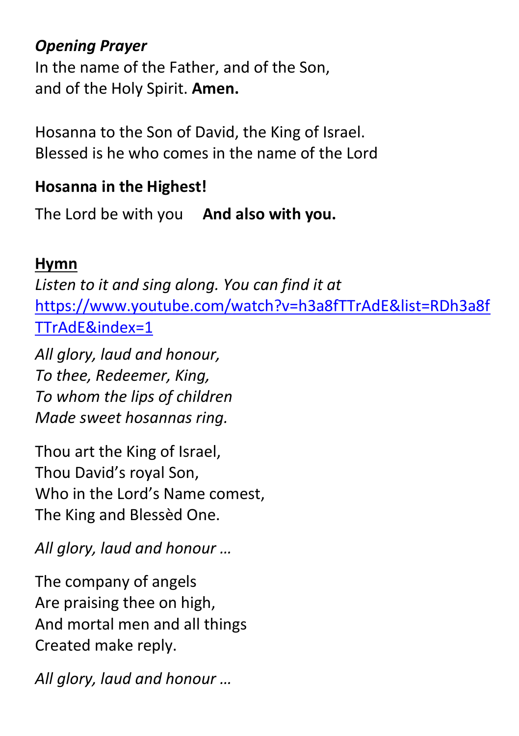***Opening Prayer***
In the name of the Father, and of the Son,
and of the Holy Spirit. **Amen.**

Hosanna to the Son of David, the King of Israel.
Blessed is he who comes in the name of the Lord

**Hosanna in the Highest!**

The Lord be with you **And also with you.**

**<u>Hymn</u>**
*Listen to it and sing along. You can find it at* [https://www.youtube.com/watch?v=h3a8fTTrAdE&list=RDh3a8fTTrAdE&index=1](https://www.youtube.com/watch?v=h3a8fTTrAdE&list=RDh3a8fTTrAdE&index=1)

*All glory, laud and honour,*
*To thee, Redeemer, King,*
*To whom the lips of children*
*Made sweet hosannas ring.*

Thou art the King of Israel,
Thou David's royal Son,
Who in the Lord's Name comest,
The King and Blessèd One.

*All glory, laud and honour …*

The company of angels
Are praising thee on high,
And mortal men and all things
Created make reply.

*All glory, laud and honour …*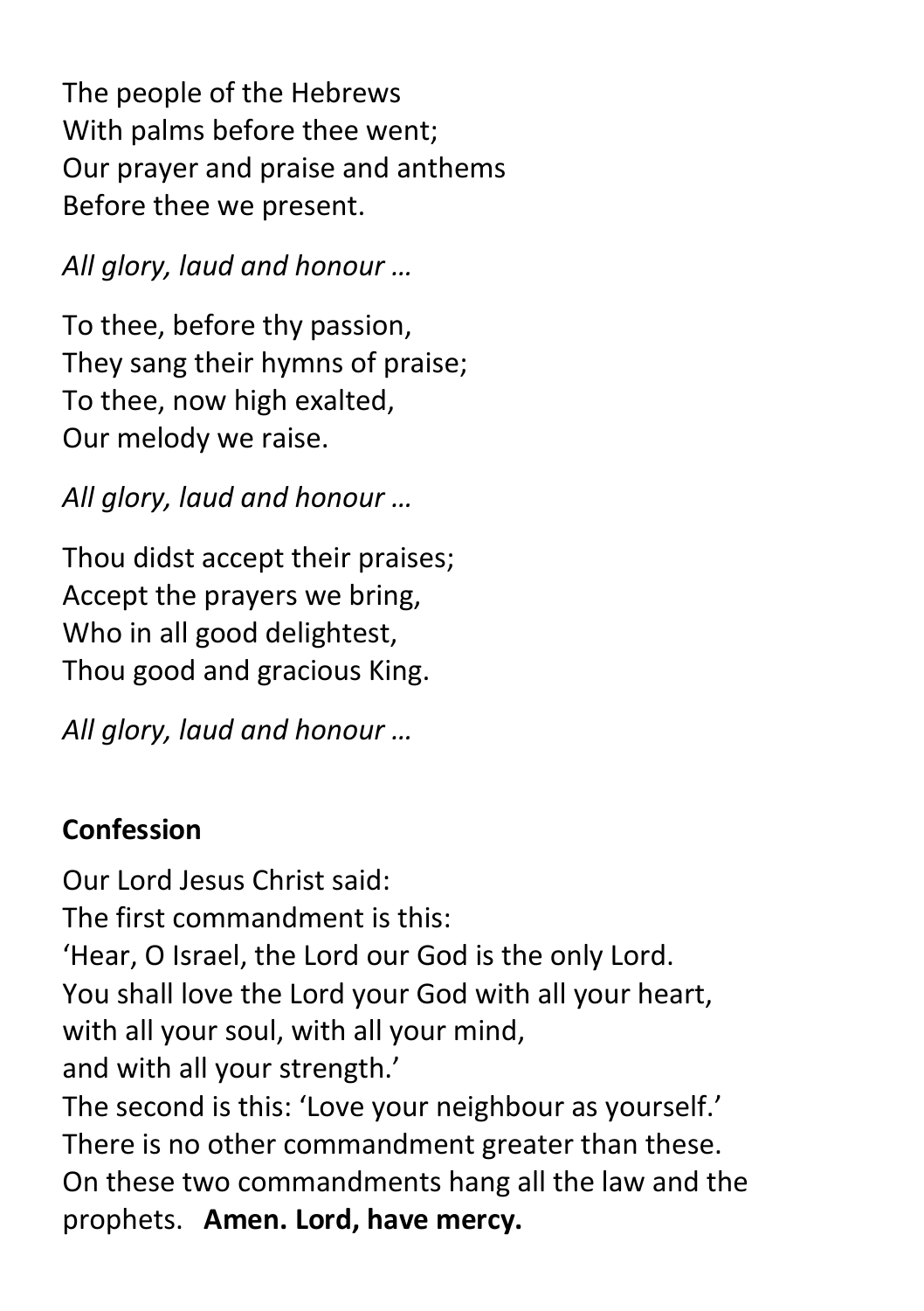The people of the Hebrews
With palms before thee went;
Our prayer and praise and anthems
Before thee we present.

*All glory, laud and honour …*

To thee, before thy passion,
They sang their hymns of praise;
To thee, now high exalted,
Our melody we raise.

*All glory, laud and honour …*

Thou didst accept their praises;
Accept the prayers we bring,
Who in all good delightest,
Thou good and gracious King.

*All glory, laud and honour …*

**Confession**

Our Lord Jesus Christ said:
The first commandment is this:
'Hear, O Israel, the Lord our God is the only Lord.
You shall love the Lord your God with all your heart,
with all your soul, with all your mind,
and with all your strength.'
The second is this: 'Love your neighbour as yourself.'
There is no other commandment greater than these.
On these two commandments hang all the law and the prophets. **Amen. Lord, have mercy.**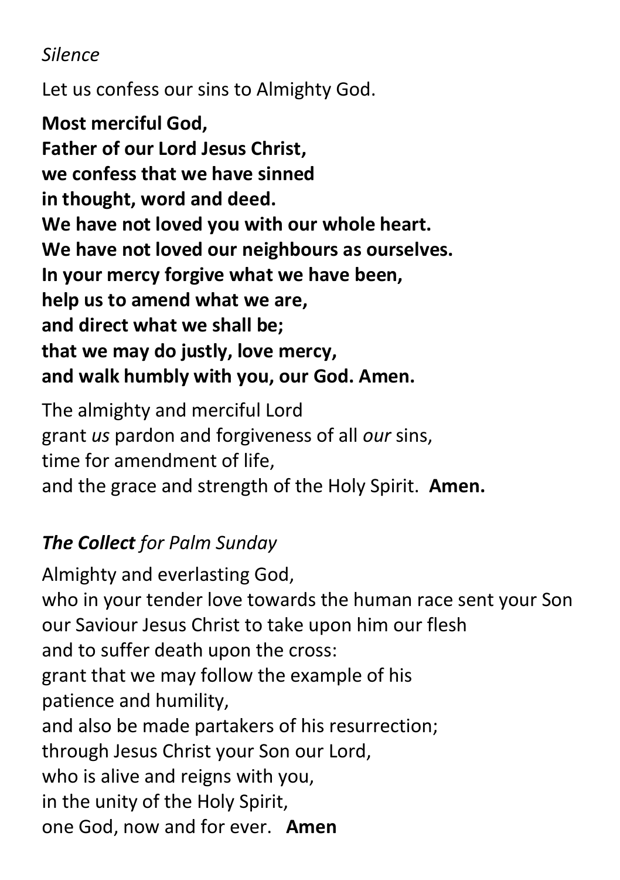*Silence*

Let us confess our sins to Almighty God.

**Most merciful God,**
**Father of our Lord Jesus Christ,**
**we confess that we have sinned**
**in thought, word and deed.**
**We have not loved you with our whole heart.**
**We have not loved our neighbours as ourselves.**
**In your mercy forgive what we have been,**
**help us to amend what we are,**
**and direct what we shall be;**
**that we may do justly, love mercy,**
**and walk humbly with you, our God. Amen.**

The almighty and merciful Lord
grant *us* pardon and forgiveness of all *our* sins,
time for amendment of life,
and the grace and strength of the Holy Spirit. **Amen.**

***The Collect*** *for Palm Sunday*

Almighty and everlasting God,
who in your tender love towards the human race sent your Son
our Saviour Jesus Christ to take upon him our flesh
and to suffer death upon the cross:
grant that we may follow the example of his
patience and humility,
and also be made partakers of his resurrection;
through Jesus Christ your Son our Lord,
who is alive and reigns with you,
in the unity of the Holy Spirit,
one God, now and for ever. **Amen**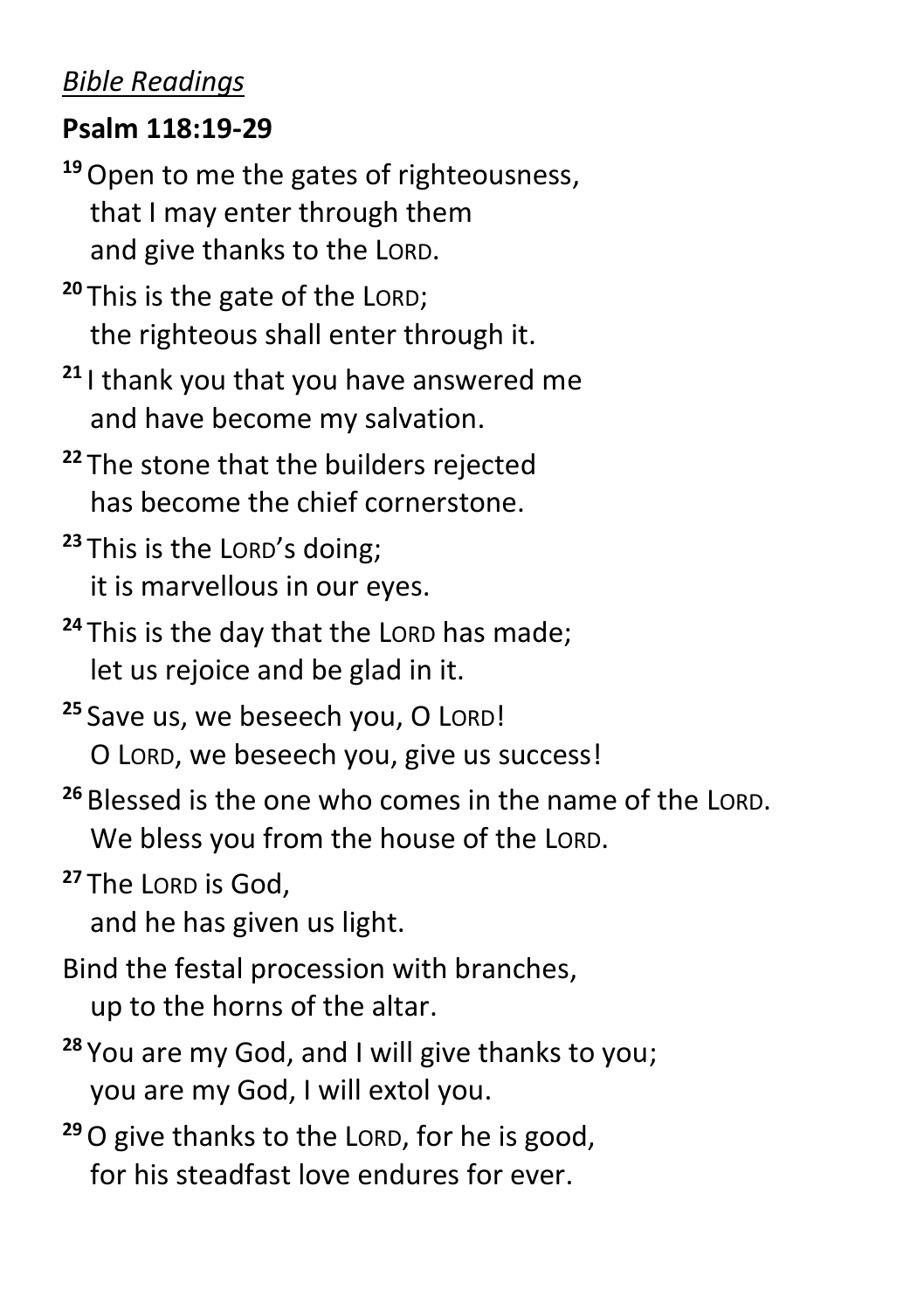*Bible Readings*

**Psalm 118:19-29**

[19] Open to me the gates of righteousness,
that I may enter through them
and give thanks to the LORD.

[20] This is the gate of the LORD;
the righteous shall enter through it.

[21] I thank you that you have answered me
and have become my salvation.

[22] The stone that the builders rejected
has become the chief cornerstone.

[23] This is the LORD's doing;
it is marvellous in our eyes.

[24] This is the day that the LORD has made;
let us rejoice and be glad in it.

[25] Save us, we beseech you, O LORD!
O LORD, we beseech you, give us success!

[26] Blessed is the one who comes in the name of the LORD.
We bless you from the house of the LORD.

[27] The LORD is God,
and he has given us light.

Bind the festal procession with branches,
up to the horns of the altar.

[28] You are my God, and I will give thanks to you;
you are my God, I will extol you.

[29] O give thanks to the LORD, for he is good,
for his steadfast love endures for ever.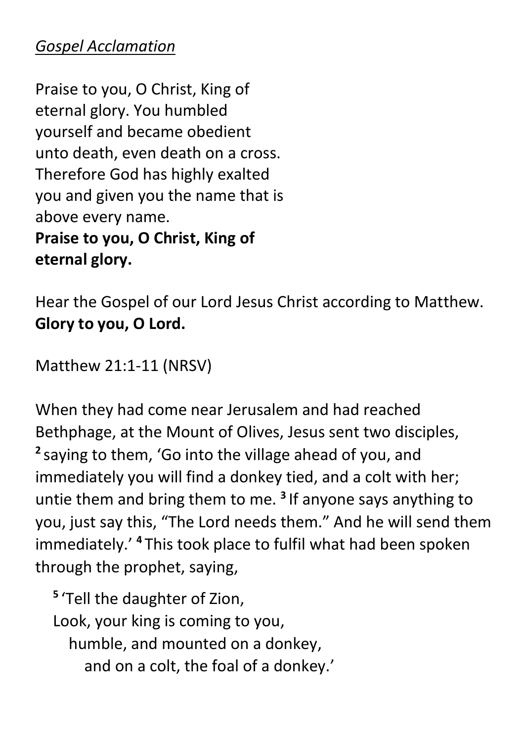*<u>Gospel Acclamation</u>*

Praise to you, O Christ, King of eternal glory. You humbled yourself and became obedient unto death, even death on a cross. Therefore God has highly exalted you and given you the name that is above every name.
**Praise to you, O Christ, King of eternal glory.**

Hear the Gospel of our Lord Jesus Christ according to Matthew.
**Glory to you, O Lord.**

Matthew 21:1-11 (NRSV)

When they had come near Jerusalem and had reached Bethphage, at the Mount of Olives, Jesus sent two disciples, **2** saying to them, 'Go into the village ahead of you, and immediately you will find a donkey tied, and a colt with her; untie them and bring them to me. **3** If anyone says anything to you, just say this, "The Lord needs them." And he will send them immediately.' **4** This took place to fulfil what had been spoken through the prophet, saying,

> **5** 'Tell the daughter of Zion,
> Look, your king is coming to you,
> humble, and mounted on a donkey,
> and on a colt, the foal of a donkey.'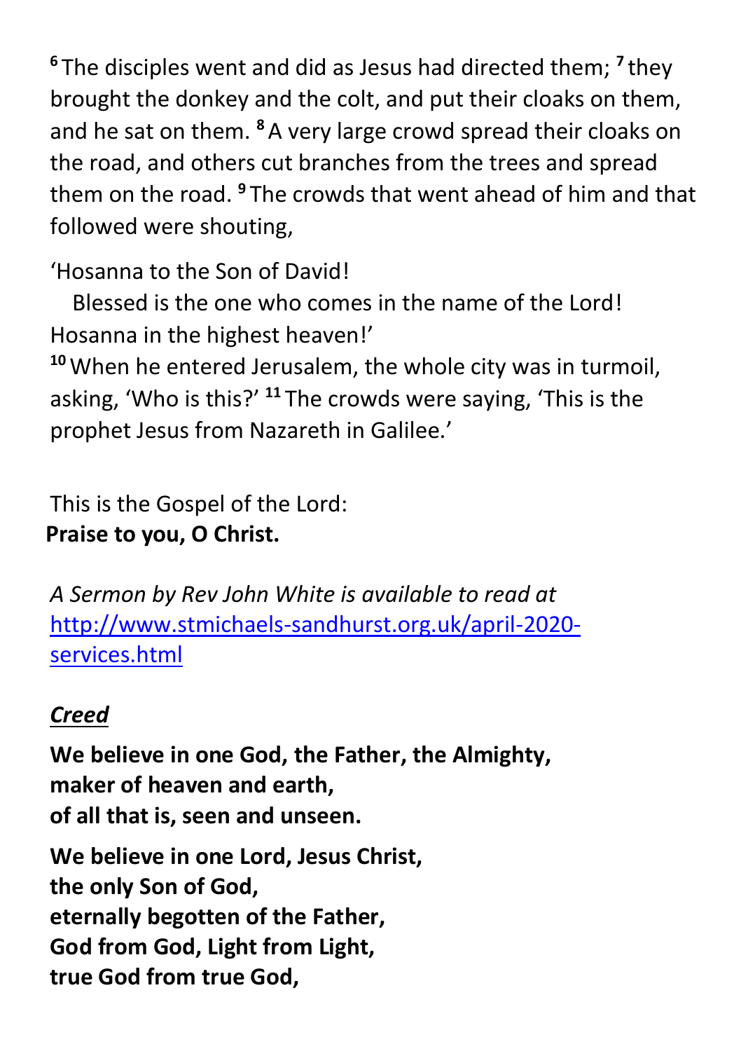[6] The disciples went and did as Jesus had directed them; [7] they brought the donkey and the colt, and put their cloaks on them, and he sat on them. [8] A very large crowd spread their cloaks on the road, and others cut branches from the trees and spread them on the road. [9] The crowds that went ahead of him and that followed were shouting,

'Hosanna to the Son of David!
   Blessed is the one who comes in the name of the Lord!
Hosanna in the highest heaven!'
[10] When he entered Jerusalem, the whole city was in turmoil, asking, 'Who is this?' [11] The crowds were saying, 'This is the prophet Jesus from Nazareth in Galilee.'

This is the Gospel of the Lord:
**Praise to you, O Christ.**

*A Sermon by Rev John White is available to read at* [http://www.stmichaels-sandhurst.org.uk/april-2020-services.html](http://www.stmichaels-sandhurst.org.uk/april-2020-services.html)

***Creed***

**We believe in one God, the Father, the Almighty,**
**maker of heaven and earth,**
**of all that is, seen and unseen.**

**We believe in one Lord, Jesus Christ,**
**the only Son of God,**
**eternally begotten of the Father,**
**God from God, Light from Light,**
**true God from true God,**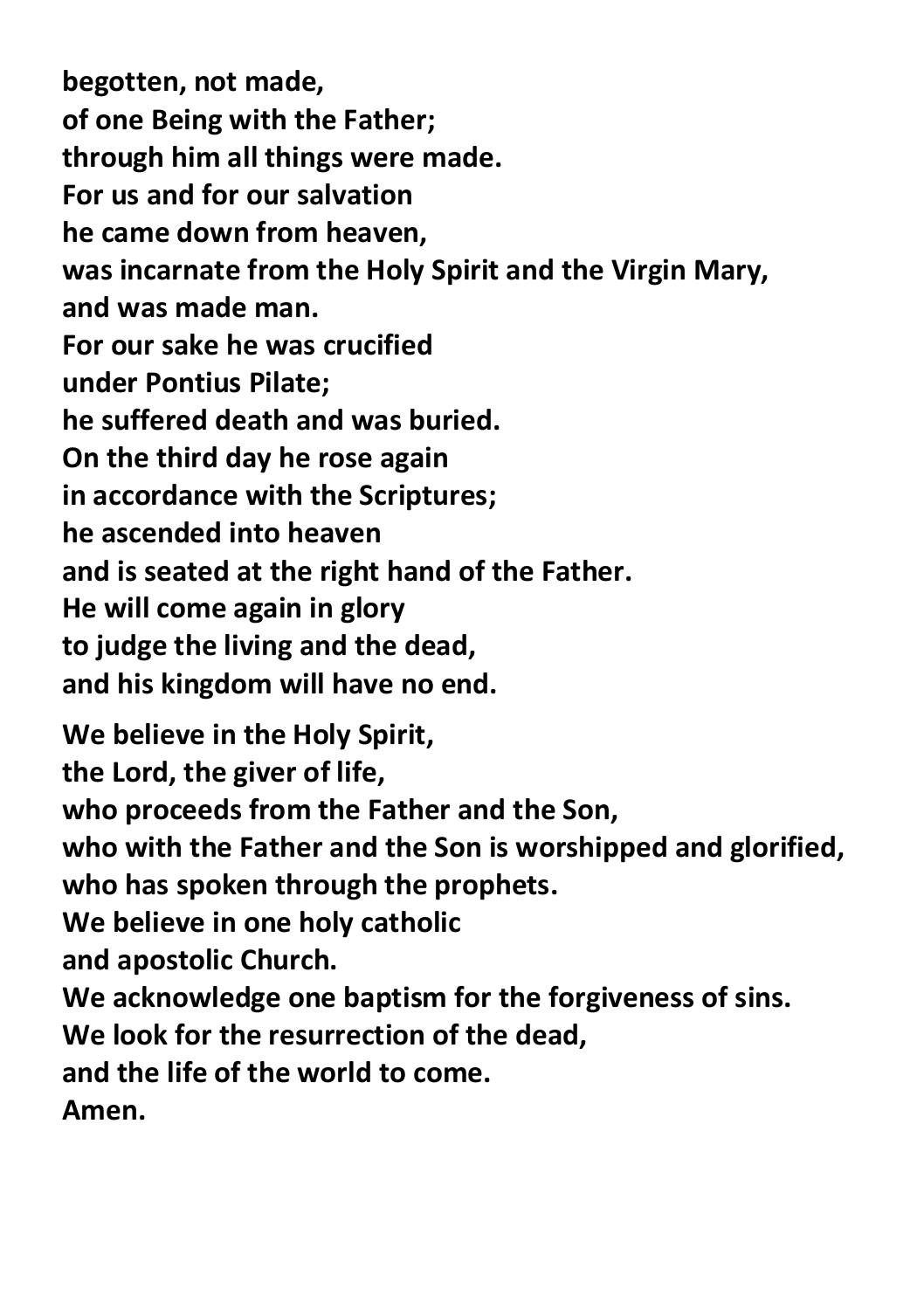**begotten, not made,**
**of one Being with the Father;**
**through him all things were made.**
**For us and for our salvation**
**he came down from heaven,**
**was incarnate from the Holy Spirit and the Virgin Mary,**
**and was made man.**
**For our sake he was crucified**
**under Pontius Pilate;**
**he suffered death and was buried.**
**On the third day he rose again**
**in accordance with the Scriptures;**
**he ascended into heaven**
**and is seated at the right hand of the Father.**
**He will come again in glory**
**to judge the living and the dead,**
**and his kingdom will have no end.**

**We believe in the Holy Spirit,**
**the Lord, the giver of life,**
**who proceeds from the Father and the Son,**
**who with the Father and the Son is worshipped and glorified,**
**who has spoken through the prophets.**
**We believe in one holy catholic**
**and apostolic Church.**
**We acknowledge one baptism for the forgiveness of sins.**
**We look for the resurrection of the dead,**
**and the life of the world to come.**
**Amen.**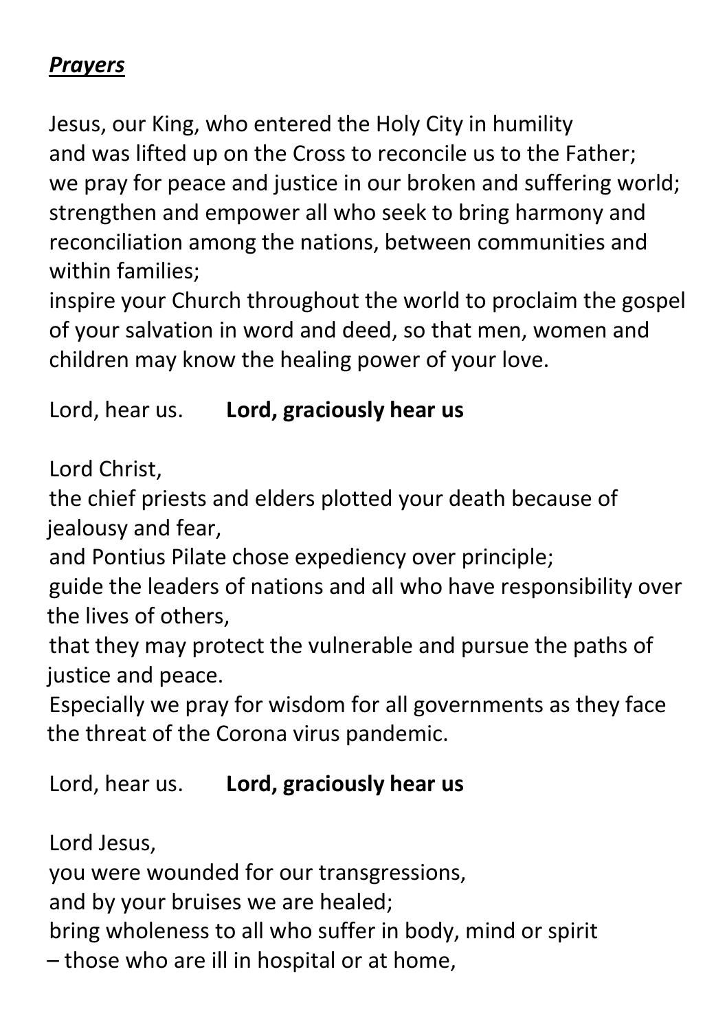***Prayers***

Jesus, our King, who entered the Holy City in humility
and was lifted up on the Cross to reconcile us to the Father;
we pray for peace and justice in our broken and suffering world;
strengthen and empower all who seek to bring harmony and reconciliation among the nations, between communities and within families;
inspire your Church throughout the world to proclaim the gospel of your salvation in word and deed, so that men, women and children may know the healing power of your love.

Lord, hear us. **Lord, graciously hear us**

Lord Christ,
the chief priests and elders plotted your death because of jealousy and fear,
and Pontius Pilate chose expediency over principle;
guide the leaders of nations and all who have responsibility over the lives of others,
that they may protect the vulnerable and pursue the paths of justice and peace.
Especially we pray for wisdom for all governments as they face the threat of the Corona virus pandemic.

Lord, hear us. **Lord, graciously hear us**

Lord Jesus,
you were wounded for our transgressions,
and by your bruises we are healed;
bring wholeness to all who suffer in body, mind or spirit
– those who are ill in hospital or at home,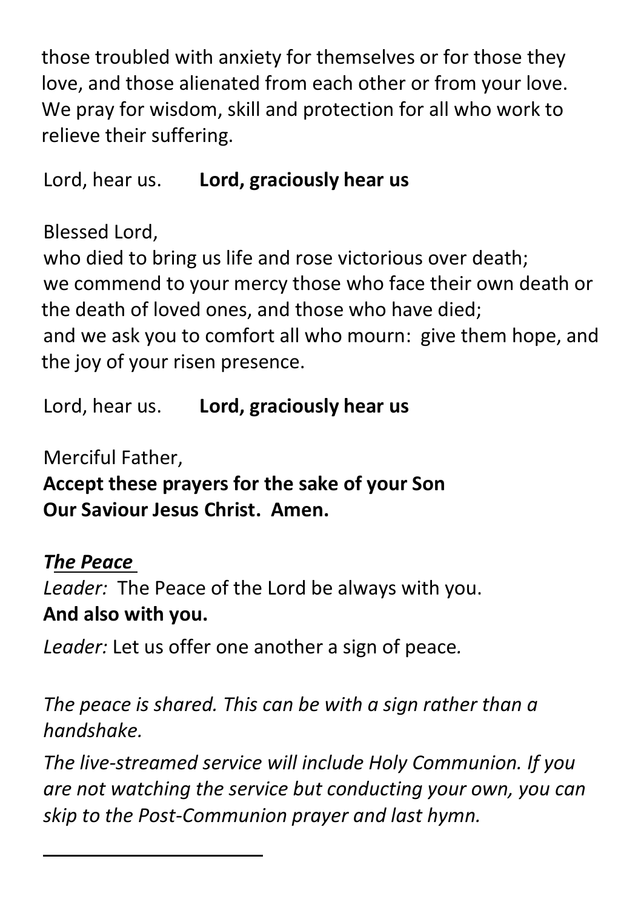those troubled with anxiety for themselves or for those they love, and those alienated from each other or from your love. We pray for wisdom, skill and protection for all who work to relieve their suffering.

Lord, hear us. **Lord, graciously hear us**

Blessed Lord,
who died to bring us life and rose victorious over death;
we commend to your mercy those who face their own death or the death of loved ones, and those who have died;
and we ask you to comfort all who mourn: give them hope, and the joy of your risen presence.

Lord, hear us. **Lord, graciously hear us**

Merciful Father,
**Accept these prayers for the sake of your Son**
**Our Saviour Jesus Christ. Amen.**

***The Peace***

*Leader:* The Peace of the Lord be always with you.
**And also with you.**

*Leader:* Let us offer one another a sign of peace.

*The peace is shared. This can be with a sign rather than a handshake.*

*The live-streamed service will include Holy Communion. If you are not watching the service but conducting your own, you can skip to the Post-Communion prayer and last hymn.*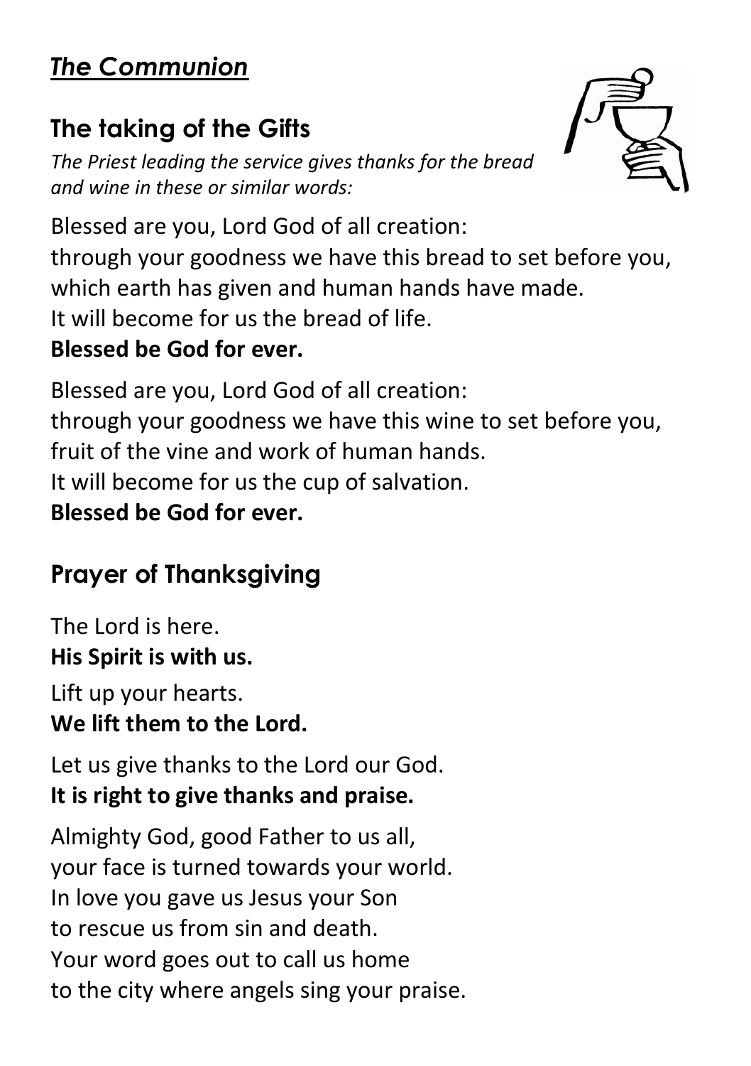## *The Communion*

### The taking of the Gifts

*The Priest leading the service gives thanks for the bread and wine in these or similar words:*

Blessed are you, Lord God of all creation:
through your goodness we have this bread to set before you,
which earth has given and human hands have made.
It will become for us the bread of life.
**Blessed be God for ever.**

Blessed are you, Lord God of all creation:
through your goodness we have this wine to set before you,
fruit of the vine and work of human hands.
It will become for us the cup of salvation.
**Blessed be God for ever.**

### Prayer of Thanksgiving

The Lord is here.
**His Spirit is with us.**

Lift up your hearts.
**We lift them to the Lord.**

Let us give thanks to the Lord our God.
**It is right to give thanks and praise.**

Almighty God, good Father to us all,
your face is turned towards your world.
In love you gave us Jesus your Son
to rescue us from sin and death.
Your word goes out to call us home
to the city where angels sing your praise.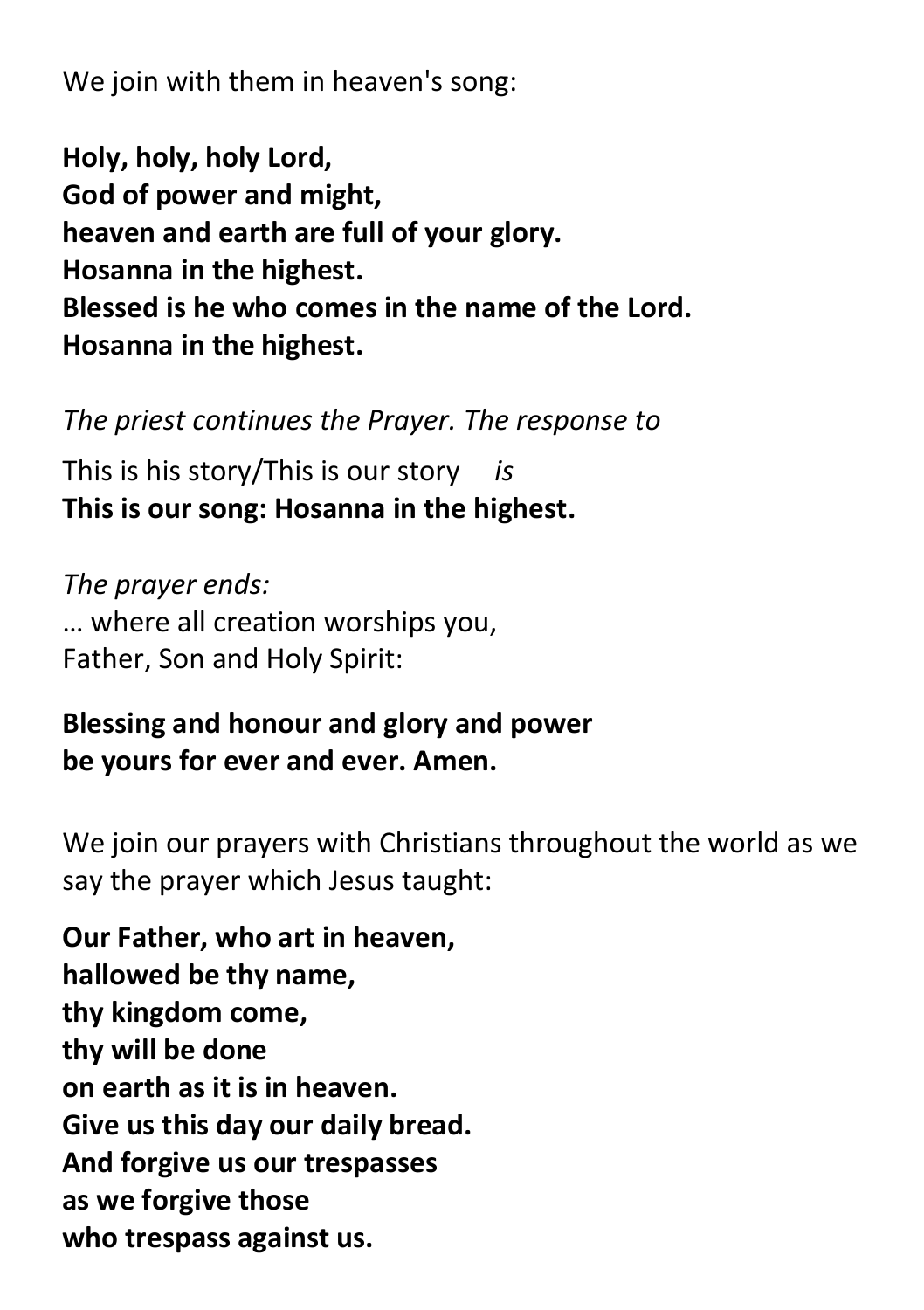We join with them in heaven's song:

**Holy, holy, holy Lord,**
**God of power and might,**
**heaven and earth are full of your glory.**
**Hosanna in the highest.**
**Blessed is he who comes in the name of the Lord.**
**Hosanna in the highest.**

*The priest continues the Prayer. The response to*

This is his story/This is our story *is*
**This is our song: Hosanna in the highest.**

*The prayer ends:*
… where all creation worships you,
Father, Son and Holy Spirit:

**Blessing and honour and glory and power**
**be yours for ever and ever. Amen.**

We join our prayers with Christians throughout the world as we say the prayer which Jesus taught:

**Our Father, who art in heaven,**
**hallowed be thy name,**
**thy kingdom come,**
**thy will be done**
**on earth as it is in heaven.**
**Give us this day our daily bread.**
**And forgive us our trespasses**
**as we forgive those**
**who trespass against us.**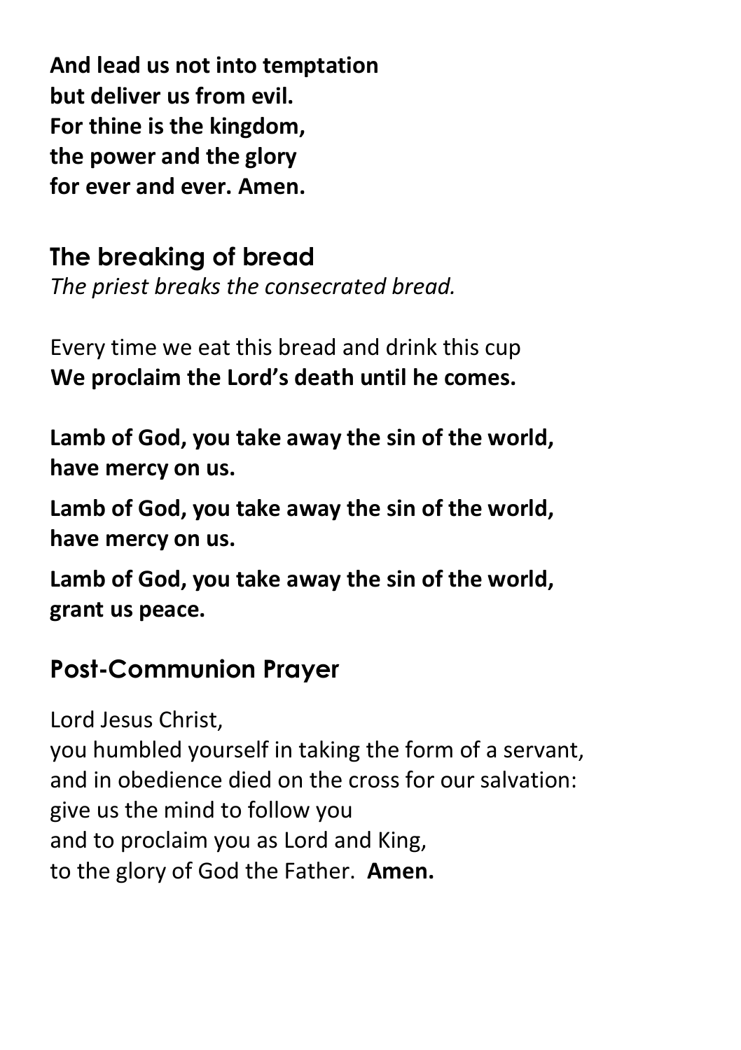**And lead us not into temptation**
**but deliver us from evil.**
**For thine is the kingdom,**
**the power and the glory**
**for ever and ever. Amen.**

## The breaking of bread

*The priest breaks the consecrated bread.*

Every time we eat this bread and drink this cup
**We proclaim the Lord's death until he comes.**

**Lamb of God, you take away the sin of the world,**
**have mercy on us.**

**Lamb of God, you take away the sin of the world,**
**have mercy on us.**

**Lamb of God, you take away the sin of the world,**
**grant us peace.**

## Post-Communion Prayer

Lord Jesus Christ,
you humbled yourself in taking the form of a servant,
and in obedience died on the cross for our salvation:
give us the mind to follow you
and to proclaim you as Lord and King,
to the glory of God the Father. **Amen.**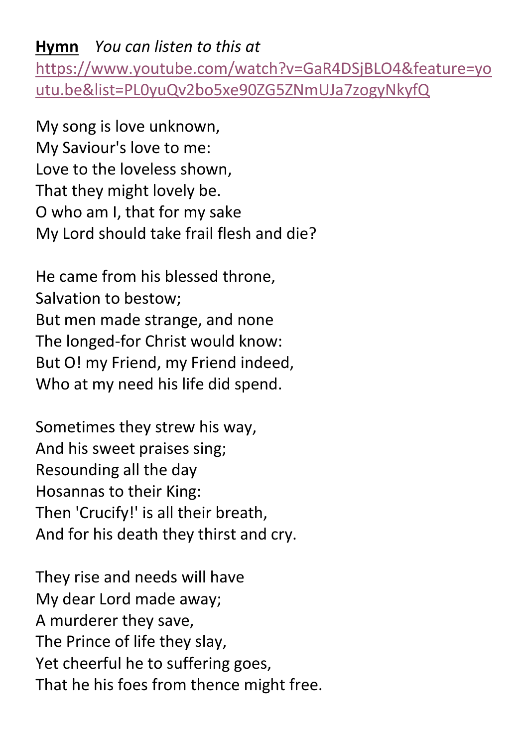**Hymn** *You can listen to this at* [https://www.youtube.com/watch?v=GaR4DSjBLO4&feature=youtu.be&list=PL0yuQv2bo5xe90ZG5ZNmUJa7zogyNkyfQ](https://www.youtube.com/watch?v=GaR4DSjBLO4&feature=youtu.be&list=PL0yuQv2bo5xe90ZG5ZNmUJa7zogyNkyfQ)

My song is love unknown,
My Saviour's love to me:
Love to the loveless shown,
That they might lovely be.
O who am I, that for my sake
My Lord should take frail flesh and die?

He came from his blessed throne,
Salvation to bestow;
But men made strange, and none
The longed-for Christ would know:
But O! my Friend, my Friend indeed,
Who at my need his life did spend.

Sometimes they strew his way,
And his sweet praises sing;
Resounding all the day
Hosannas to their King:
Then 'Crucify!' is all their breath,
And for his death they thirst and cry.

They rise and needs will have
My dear Lord made away;
A murderer they save,
The Prince of life they slay,
Yet cheerful he to suffering goes,
That he his foes from thence might free.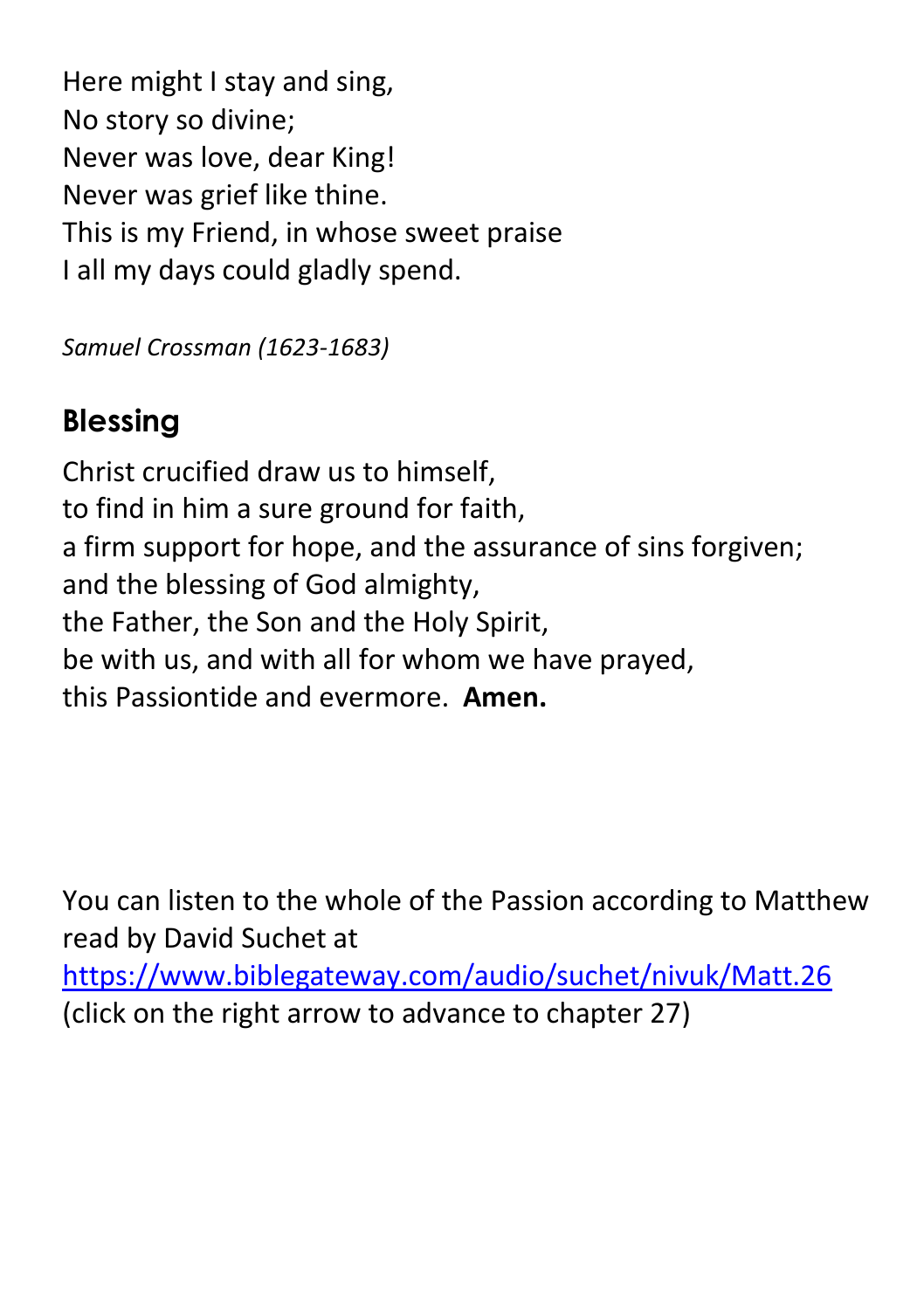Here might I stay and sing,  
No story so divine;  
Never was love, dear King!  
Never was grief like thine.  
This is my Friend, in whose sweet praise  
I all my days could gladly spend.

*Samuel Crossman (1623-1683)*

## Blessing

Christ crucified draw us to himself,  
to find in him a sure ground for faith,  
a firm support for hope, and the assurance of sins forgiven;  
and the blessing of God almighty,  
the Father, the Son and the Holy Spirit,  
be with us, and with all for whom we have prayed,  
this Passiontide and evermore. **Amen.**

You can listen to the whole of the Passion according to Matthew read by David Suchet at [https://www.biblegateway.com/audio/suchet/nivuk/Matt.26](https://www.biblegateway.com/audio/suchet/nivuk/Matt.26) (click on the right arrow to advance to chapter 27)